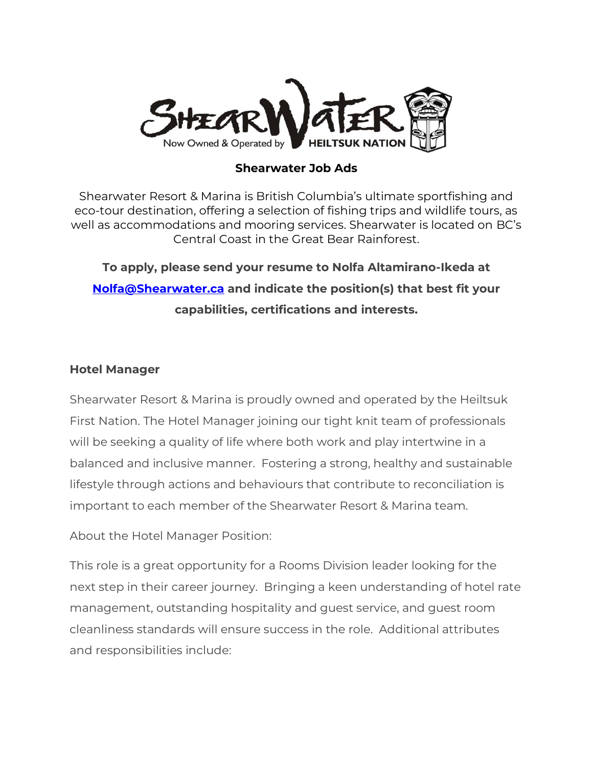SHEARWATER
Now Owned & Operated by HEILTSUK NATION

# Shearwater Job Ads

Shearwater Resort & Marina is British Columbia's ultimate sportfishing and eco-tour destination, offering a selection of fishing trips and wildlife tours, as well as accommodations and mooring services. Shearwater is located on BC's Central Coast in the Great Bear Rainforest.

**To apply, please send your resume to Nolfa Altamirano-Ikeda at [Nolfa@Shearwater.ca](mailto:Nolfa@Shearwater.ca) and indicate the position(s) that best fit your capabilities, certifications and interests.**

## Hotel Manager

Shearwater Resort & Marina is proudly owned and operated by the Heiltsuk First Nation. The Hotel Manager joining our tight knit team of professionals will be seeking a quality of life where both work and play intertwine in a balanced and inclusive manner. Fostering a strong, healthy and sustainable lifestyle through actions and behaviours that contribute to reconciliation is important to each member of the Shearwater Resort & Marina team.

About the Hotel Manager Position:

This role is a great opportunity for a Rooms Division leader looking for the next step in their career journey. Bringing a keen understanding of hotel rate management, outstanding hospitality and guest service, and guest room cleanliness standards will ensure success in the role. Additional attributes and responsibilities include: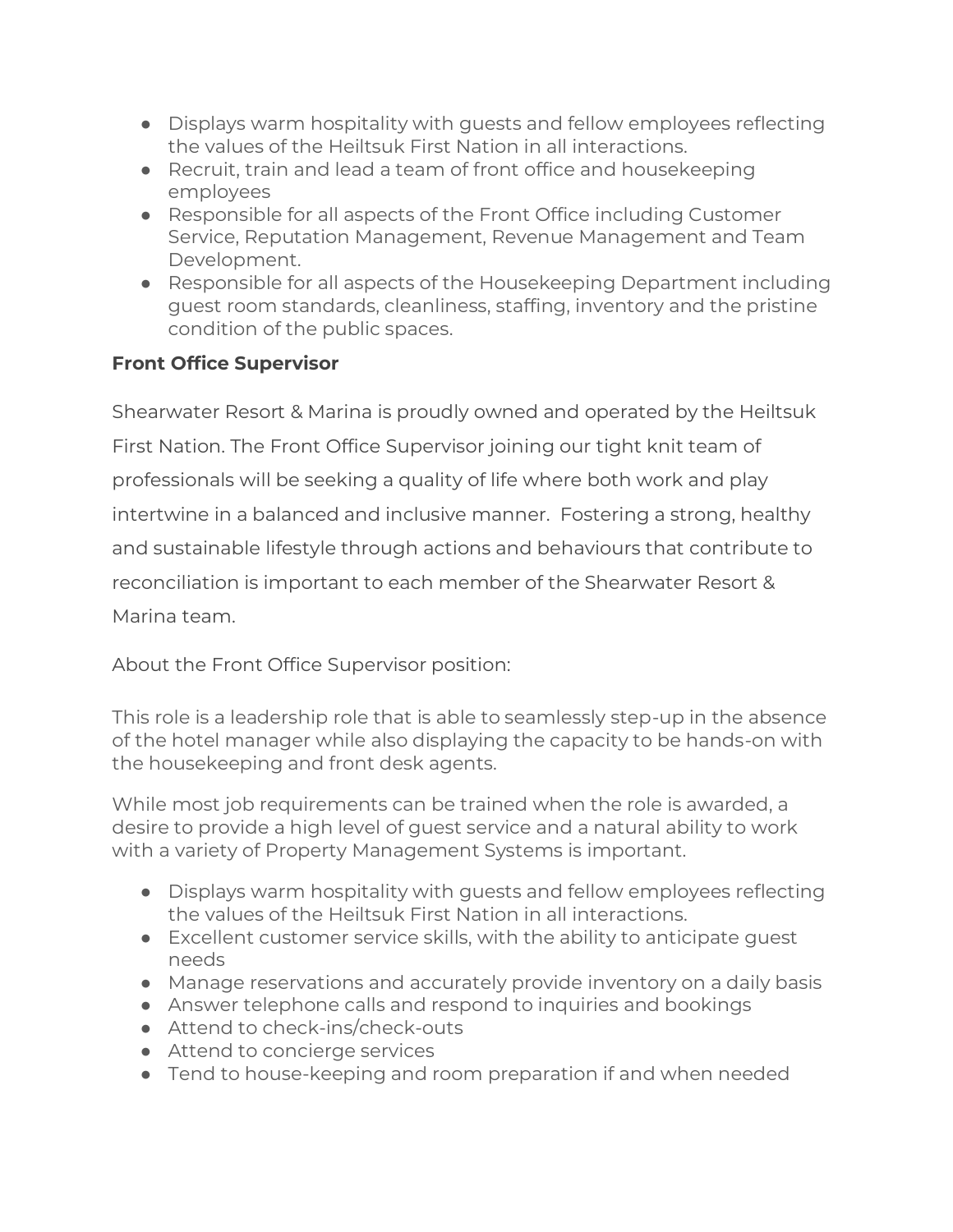- Displays warm hospitality with guests and fellow employees reflecting the values of the Heiltsuk First Nation in all interactions.
- Recruit, train and lead a team of front office and housekeeping employees
- Responsible for all aspects of the Front Office including Customer Service, Reputation Management, Revenue Management and Team Development.
- Responsible for all aspects of the Housekeeping Department including guest room standards, cleanliness, staffing, inventory and the pristine condition of the public spaces.

**Front Office Supervisor**

Shearwater Resort & Marina is proudly owned and operated by the Heiltsuk First Nation. The Front Office Supervisor joining our tight knit team of professionals will be seeking a quality of life where both work and play intertwine in a balanced and inclusive manner. Fostering a strong, healthy and sustainable lifestyle through actions and behaviours that contribute to reconciliation is important to each member of the Shearwater Resort & Marina team.

About the Front Office Supervisor position:

This role is a leadership role that is able to seamlessly step-up in the absence of the hotel manager while also displaying the capacity to be hands-on with the housekeeping and front desk agents.

While most job requirements can be trained when the role is awarded, a desire to provide a high level of guest service and a natural ability to work with a variety of Property Management Systems is important.

- Displays warm hospitality with guests and fellow employees reflecting the values of the Heiltsuk First Nation in all interactions.
- Excellent customer service skills, with the ability to anticipate guest needs
- Manage reservations and accurately provide inventory on a daily basis
- Answer telephone calls and respond to inquiries and bookings
- Attend to check-ins/check-outs
- Attend to concierge services
- Tend to house-keeping and room preparation if and when needed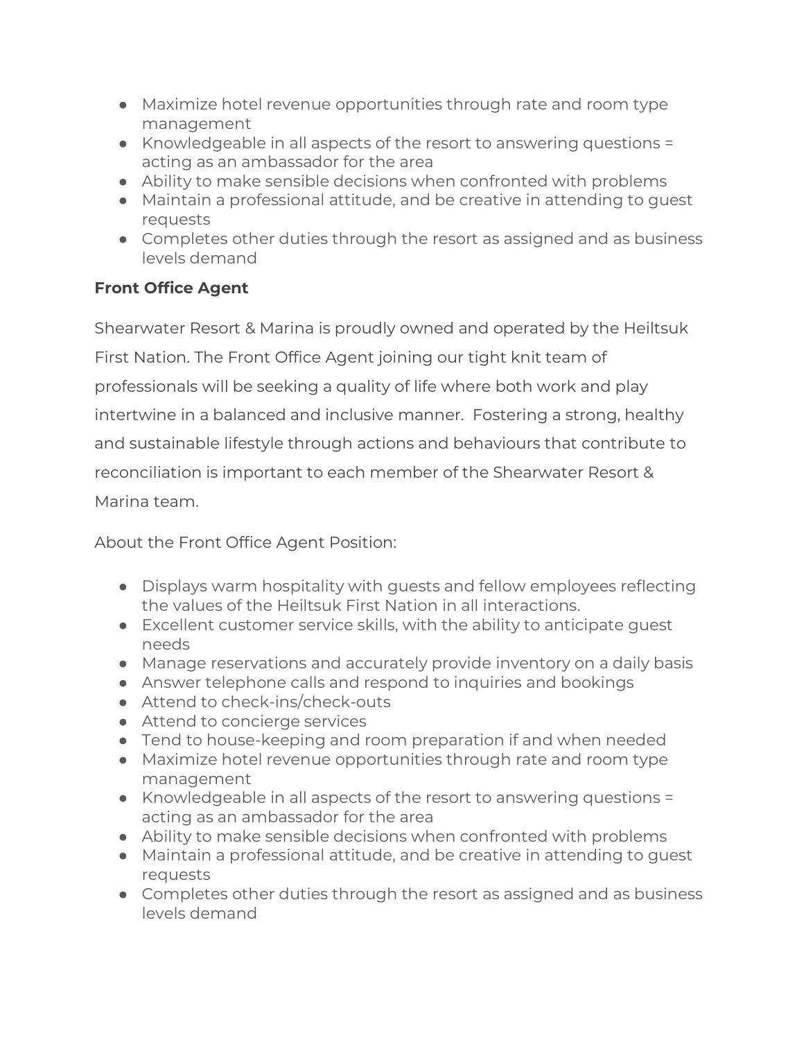- Maximize hotel revenue opportunities through rate and room type management
- Knowledgeable in all aspects of the resort to answering questions = acting as an ambassador for the area
- Ability to make sensible decisions when confronted with problems
- Maintain a professional attitude, and be creative in attending to guest requests
- Completes other duties through the resort as assigned and as business levels demand

**Front Office Agent**

Shearwater Resort & Marina is proudly owned and operated by the Heiltsuk First Nation. The Front Office Agent joining our tight knit team of professionals will be seeking a quality of life where both work and play intertwine in a balanced and inclusive manner. Fostering a strong, healthy and sustainable lifestyle through actions and behaviours that contribute to reconciliation is important to each member of the Shearwater Resort & Marina team.

About the Front Office Agent Position:

- Displays warm hospitality with guests and fellow employees reflecting the values of the Heiltsuk First Nation in all interactions.
- Excellent customer service skills, with the ability to anticipate guest needs
- Manage reservations and accurately provide inventory on a daily basis
- Answer telephone calls and respond to inquiries and bookings
- Attend to check-ins/check-outs
- Attend to concierge services
- Tend to house-keeping and room preparation if and when needed
- Maximize hotel revenue opportunities through rate and room type management
- Knowledgeable in all aspects of the resort to answering questions = acting as an ambassador for the area
- Ability to make sensible decisions when confronted with problems
- Maintain a professional attitude, and be creative in attending to guest requests
- Completes other duties through the resort as assigned and as business levels demand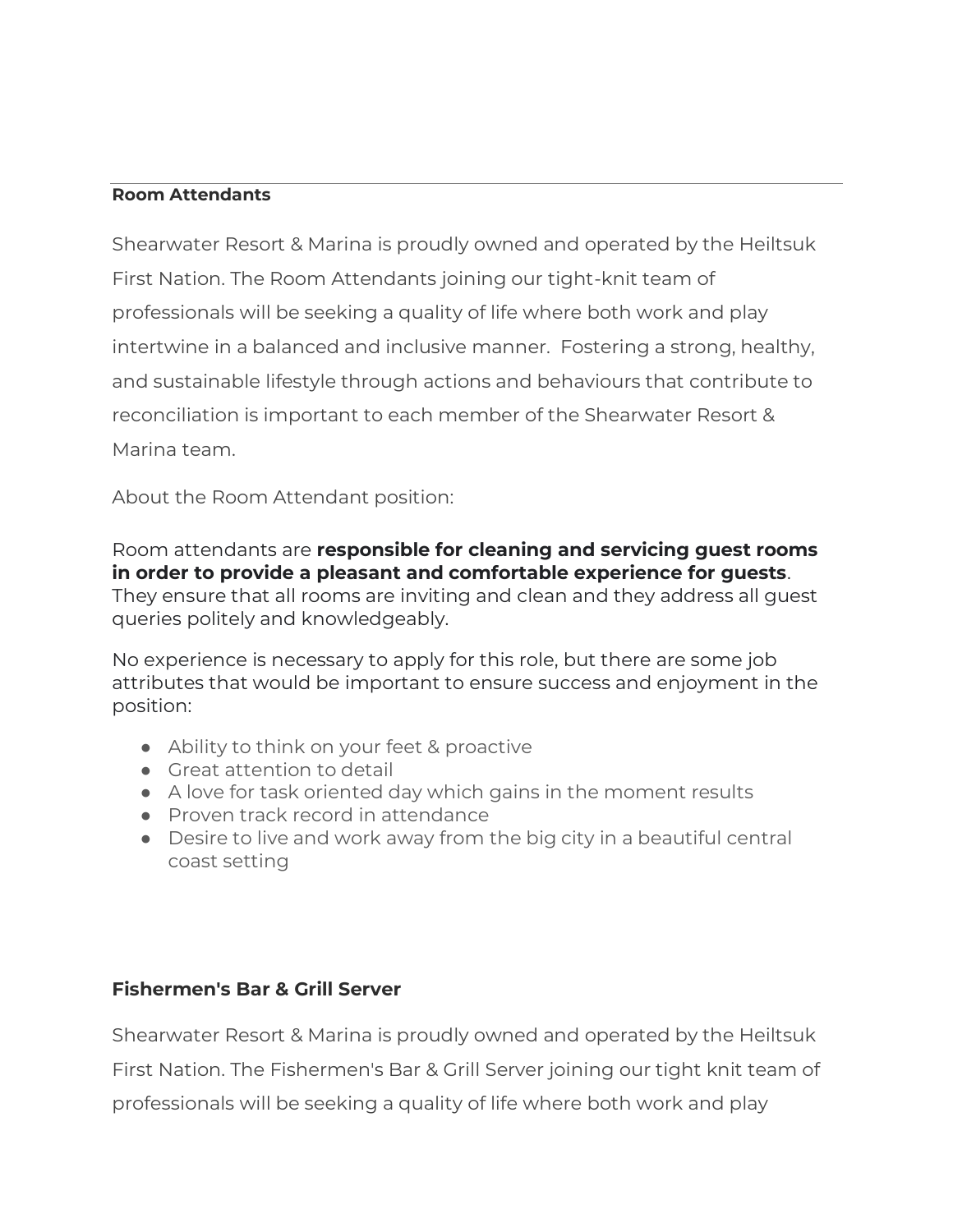---

**Room Attendants**

Shearwater Resort & Marina is proudly owned and operated by the Heiltsuk First Nation. The Room Attendants joining our tight-knit team of professionals will be seeking a quality of life where both work and play intertwine in a balanced and inclusive manner.  Fostering a strong, healthy, and sustainable lifestyle through actions and behaviours that contribute to reconciliation is important to each member of the Shearwater Resort & Marina team.

About the Room Attendant position:

Room attendants are **responsible for cleaning and servicing guest rooms in order to provide a pleasant and comfortable experience for guests**. They ensure that all rooms are inviting and clean and they address all guest queries politely and knowledgeably.

No experience is necessary to apply for this role, but there are some job attributes that would be important to ensure success and enjoyment in the position:

- Ability to think on your feet & proactive
- Great attention to detail
- A love for task oriented day which gains in the moment results
- Proven track record in attendance
- Desire to live and work away from the big city in a beautiful central coast setting

**Fishermen's Bar & Grill Server**

Shearwater Resort & Marina is proudly owned and operated by the Heiltsuk First Nation. The Fishermen's Bar & Grill Server joining our tight knit team of professionals will be seeking a quality of life where both work and play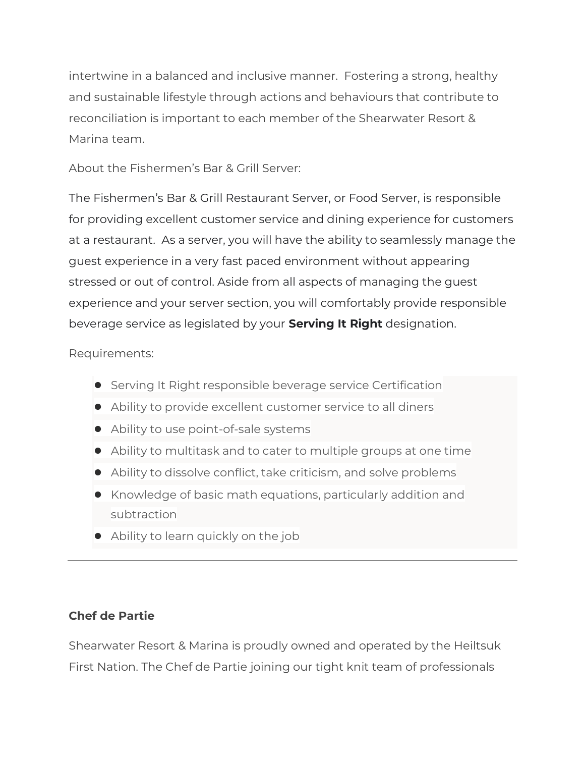intertwine in a balanced and inclusive manner.  Fostering a strong, healthy and sustainable lifestyle through actions and behaviours that contribute to reconciliation is important to each member of the Shearwater Resort & Marina team.

About the Fishermen's Bar & Grill Server:

The Fishermen's Bar & Grill Restaurant Server, or Food Server, is responsible for providing excellent customer service and dining experience for customers at a restaurant.  As a server, you will have the ability to seamlessly manage the guest experience in a very fast paced environment without appearing stressed or out of control. Aside from all aspects of managing the guest experience and your server section, you will comfortably provide responsible beverage service as legislated by your **Serving It Right** designation.

Requirements:

- Serving It Right responsible beverage service Certification
- Ability to provide excellent customer service to all diners
- Ability to use point-of-sale systems
- Ability to multitask and to cater to multiple groups at one time
- Ability to dissolve conflict, take criticism, and solve problems
- Knowledge of basic math equations, particularly addition and subtraction
- Ability to learn quickly on the job

---

**Chef de Partie**

Shearwater Resort & Marina is proudly owned and operated by the Heiltsuk First Nation. The Chef de Partie joining our tight knit team of professionals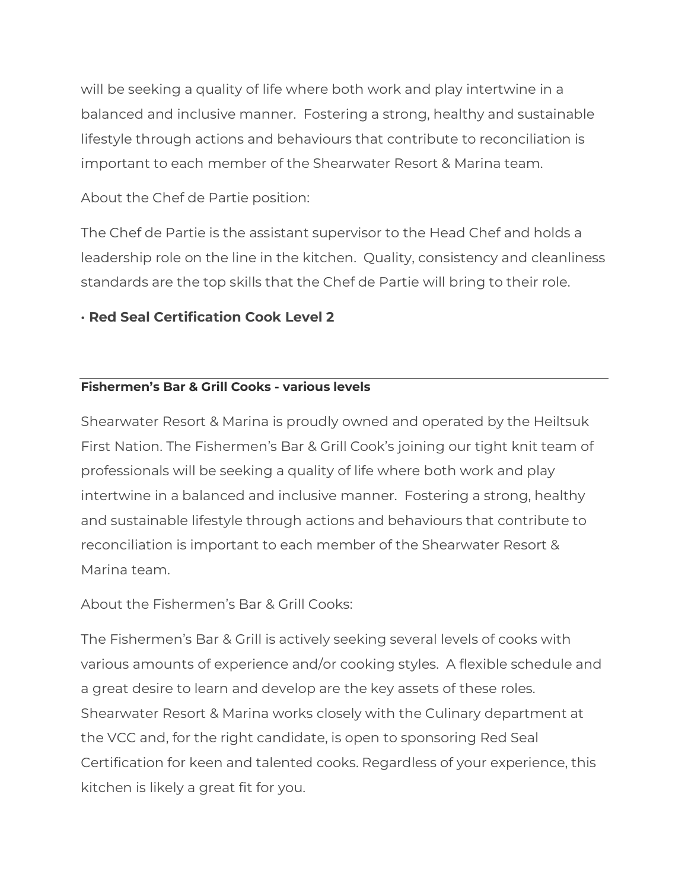will be seeking a quality of life where both work and play intertwine in a balanced and inclusive manner.  Fostering a strong, healthy and sustainable lifestyle through actions and behaviours that contribute to reconciliation is important to each member of the Shearwater Resort & Marina team.

About the Chef de Partie position:

The Chef de Partie is the assistant supervisor to the Head Chef and holds a leadership role on the line in the kitchen.  Quality, consistency and cleanliness standards are the top skills that the Chef de Partie will bring to their role.

- **Red Seal Certification Cook Level 2**

---

**Fishermen's Bar & Grill Cooks - various levels**

Shearwater Resort & Marina is proudly owned and operated by the Heiltsuk First Nation. The Fishermen's Bar & Grill Cook's joining our tight knit team of professionals will be seeking a quality of life where both work and play intertwine in a balanced and inclusive manner.  Fostering a strong, healthy and sustainable lifestyle through actions and behaviours that contribute to reconciliation is important to each member of the Shearwater Resort & Marina team.

About the Fishermen's Bar & Grill Cooks:

The Fishermen's Bar & Grill is actively seeking several levels of cooks with various amounts of experience and/or cooking styles.  A flexible schedule and a great desire to learn and develop are the key assets of these roles. Shearwater Resort & Marina works closely with the Culinary department at the VCC and, for the right candidate, is open to sponsoring Red Seal Certification for keen and talented cooks. Regardless of your experience, this kitchen is likely a great fit for you.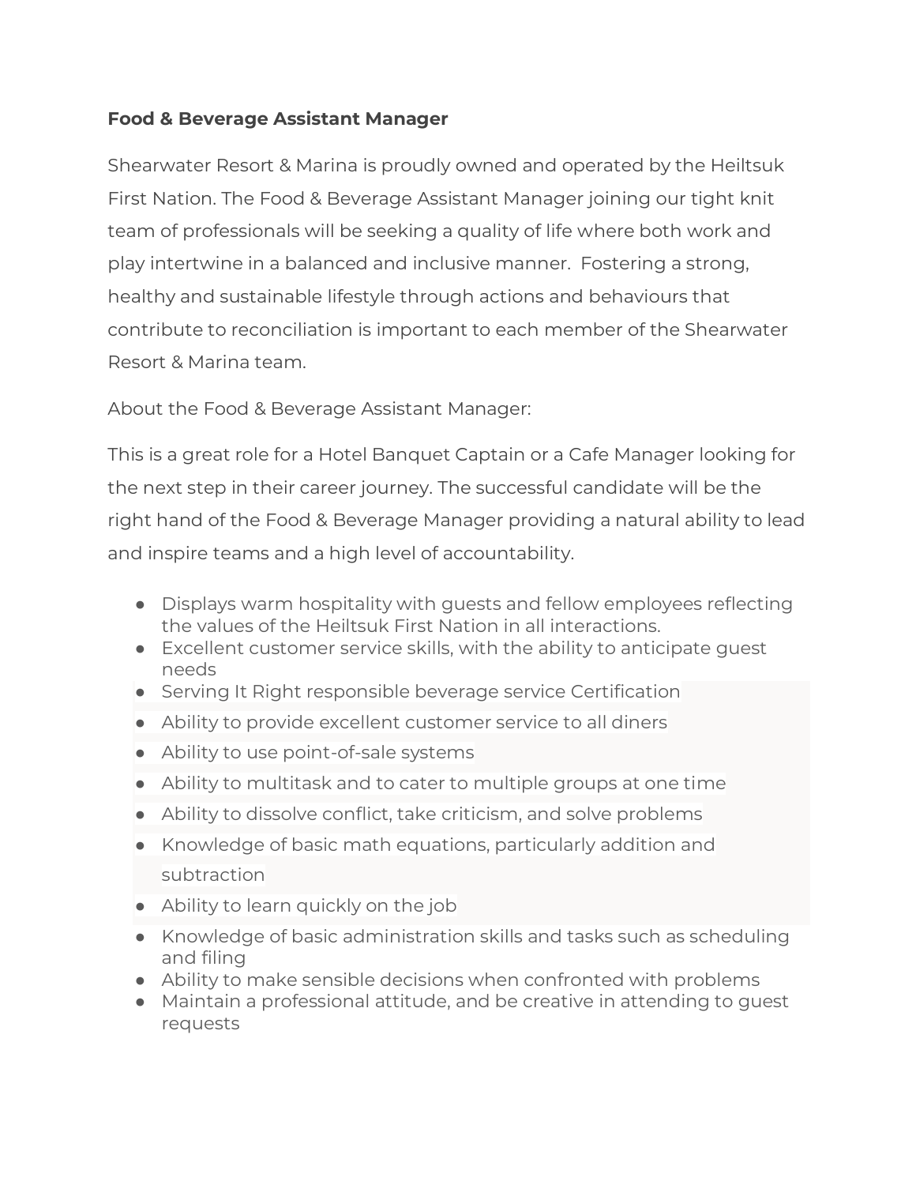**Food & Beverage Assistant Manager**

Shearwater Resort & Marina is proudly owned and operated by the Heiltsuk First Nation. The Food & Beverage Assistant Manager joining our tight knit team of professionals will be seeking a quality of life where both work and play intertwine in a balanced and inclusive manner. Fostering a strong, healthy and sustainable lifestyle through actions and behaviours that contribute to reconciliation is important to each member of the Shearwater Resort & Marina team.

About the Food & Beverage Assistant Manager:

This is a great role for a Hotel Banquet Captain or a Cafe Manager looking for the next step in their career journey. The successful candidate will be the right hand of the Food & Beverage Manager providing a natural ability to lead and inspire teams and a high level of accountability.

- Displays warm hospitality with guests and fellow employees reflecting the values of the Heiltsuk First Nation in all interactions.
- Excellent customer service skills, with the ability to anticipate guest needs
- Serving It Right responsible beverage service Certification
- Ability to provide excellent customer service to all diners
- Ability to use point-of-sale systems
- Ability to multitask and to cater to multiple groups at one time
- Ability to dissolve conflict, take criticism, and solve problems
- Knowledge of basic math equations, particularly addition and subtraction
- Ability to learn quickly on the job
- Knowledge of basic administration skills and tasks such as scheduling and filing
- Ability to make sensible decisions when confronted with problems
- Maintain a professional attitude, and be creative in attending to guest requests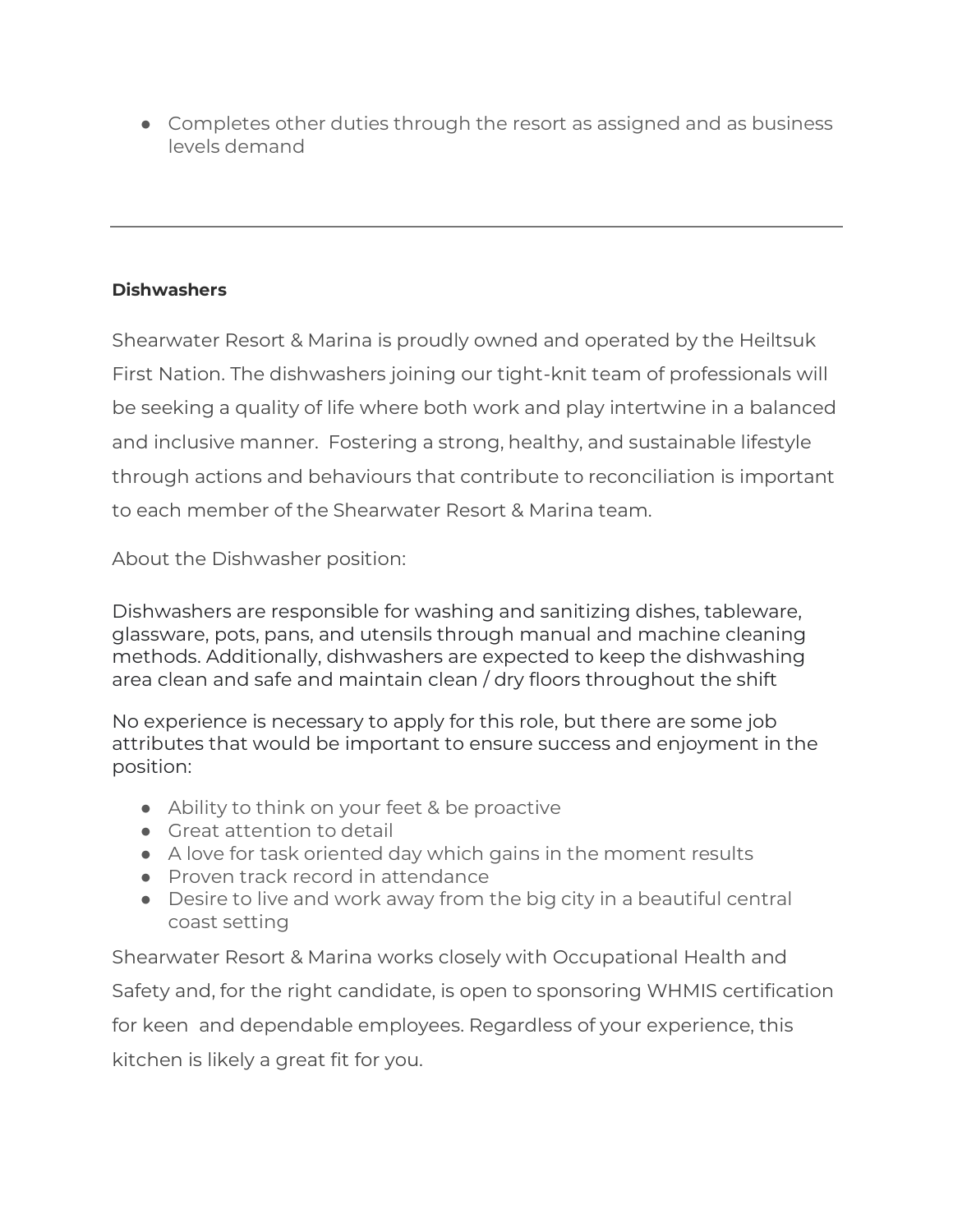- Completes other duties through the resort as assigned and as business levels demand

---

**Dishwashers**

Shearwater Resort & Marina is proudly owned and operated by the Heiltsuk First Nation. The dishwashers joining our tight-knit team of professionals will be seeking a quality of life where both work and play intertwine in a balanced and inclusive manner. Fostering a strong, healthy, and sustainable lifestyle through actions and behaviours that contribute to reconciliation is important to each member of the Shearwater Resort & Marina team.

About the Dishwasher position:

Dishwashers are responsible for washing and sanitizing dishes, tableware, glassware, pots, pans, and utensils through manual and machine cleaning methods. Additionally, dishwashers are expected to keep the dishwashing area clean and safe and maintain clean / dry floors throughout the shift

No experience is necessary to apply for this role, but there are some job attributes that would be important to ensure success and enjoyment in the position:

- Ability to think on your feet & be proactive
- Great attention to detail
- A love for task oriented day which gains in the moment results
- Proven track record in attendance
- Desire to live and work away from the big city in a beautiful central coast setting

Shearwater Resort & Marina works closely with Occupational Health and Safety and, for the right candidate, is open to sponsoring WHMIS certification for keen and dependable employees. Regardless of your experience, this kitchen is likely a great fit for you.